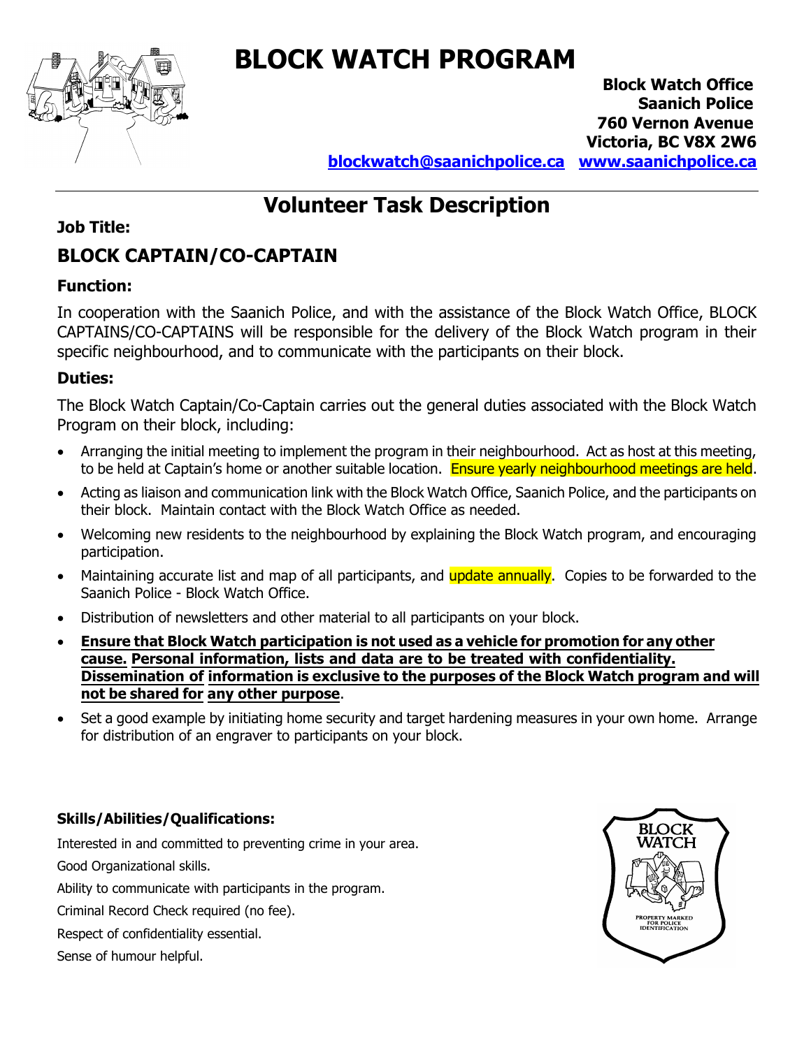# BLOCK WATCH PROGRAM

**Block Watch Office**
**Saanich Police**
**760 Vernon Avenue**
**Victoria, BC V8X 2W6**
**blockwatch@saanichpolice.ca** **www.saanichpolice.ca**

---

## Volunteer Task Description

**Job Title:**

### BLOCK CAPTAIN/CO-CAPTAIN

**Function:**

In cooperation with the Saanich Police, and with the assistance of the Block Watch Office, BLOCK CAPTAINS/CO-CAPTAINS will be responsible for the delivery of the Block Watch program in their specific neighbourhood, and to communicate with the participants on their block.

**Duties:**

The Block Watch Captain/Co-Captain carries out the general duties associated with the Block Watch Program on their block, including:

- Arranging the initial meeting to implement the program in their neighbourhood. Act as host at this meeting, to be held at Captain's home or another suitable location. Ensure yearly neighbourhood meetings are held.
- Acting as liaison and communication link with the Block Watch Office, Saanich Police, and the participants on their block. Maintain contact with the Block Watch Office as needed.
- Welcoming new residents to the neighbourhood by explaining the Block Watch program, and encouraging participation.
- Maintaining accurate list and map of all participants, and update annually. Copies to be forwarded to the Saanich Police - Block Watch Office.
- Distribution of newsletters and other material to all participants on your block.
- **Ensure that Block Watch participation is not used as a vehicle for promotion for any other cause. Personal information, lists and data are to be treated with confidentiality. Dissemination of information is exclusive to the purposes of the Block Watch program and will not be shared for any other purpose**.
- Set a good example by initiating home security and target hardening measures in your own home. Arrange for distribution of an engraver to participants on your block.

**Skills/Abilities/Qualifications:**

Interested in and committed to preventing crime in your area.

Good Organizational skills.

Ability to communicate with participants in the program.

Criminal Record Check required (no fee).

Respect of confidentiality essential.

Sense of humour helpful.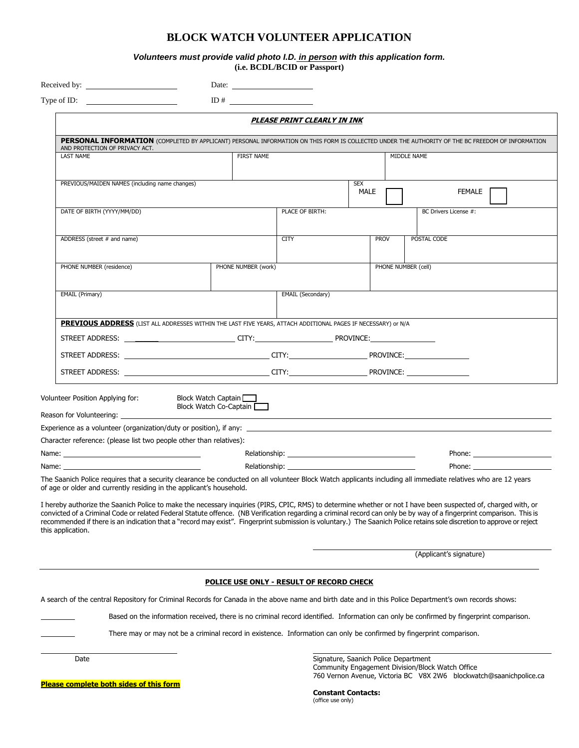# BLOCK WATCH VOLUNTEER APPLICATION

***Volunteers must provide valid photo I.D. in person with this application form.***
**(i.e. BCDL/BCID or Passport)**

Received by: ______________________ Date: ____________________

Type of ID: ______________________ ID # ____________________

***PLEASE PRINT CLEARLY IN INK***

**PERSONAL INFORMATION** (COMPLETED BY APPLICANT) PERSONAL INFORMATION ON THIS FORM IS COLLECTED UNDER THE AUTHORITY OF THE BC FREEDOM OF INFORMATION AND PROTECTION OF PRIVACY ACT.

| LAST NAME | FIRST NAME | MIDDLE NAME |
|---|---|---|
| | | |

| PREVIOUS/MAIDEN NAMES (including name changes) | SEX MALE ☐ FEMALE ☐ |
|---|---|
| | |

| DATE OF BIRTH (YYYY/MM/DD) | PLACE OF BIRTH: | BC Drivers License #: |
|---|---|---|
| | | |

| ADDRESS (street # and name) | CITY | PROV | POSTAL CODE |
|---|---|---|---|
| | | | |

| PHONE NUMBER (residence) | PHONE NUMBER (work) | PHONE NUMBER (cell) |
|---|---|---|
| | | |

| EMAIL (Primary) | EMAIL (Secondary) |
|---|---|
| | |

**PREVIOUS ADDRESS** (LIST ALL ADDRESSES WITHIN THE LAST FIVE YEARS, ATTACH ADDITIONAL PAGES IF NECESSARY) or N/A

STREET ADDRESS: ______________________ CITY: ____________________ PROVINCE: ________________

STREET ADDRESS: ______________________ CITY: ____________________ PROVINCE: ________________

STREET ADDRESS: ______________________ CITY: ____________________ PROVINCE: ________________

Volunteer Position Applying for: Block Watch Captain ☐ Block Watch Co-Captain ☐

Reason for Volunteering: ____________________________________________

Experience as a volunteer (organization/duty or position), if any: ____________________________________________

Character reference: (please list two people other than relatives):

Name: ______________________ Relationship: ______________________ Phone: ____________________

Name: ______________________ Relationship: ______________________ Phone: ____________________

The Saanich Police requires that a security clearance be conducted on all volunteer Block Watch applicants including all immediate relatives who are 12 years of age or older and currently residing in the applicant's household.

I hereby authorize the Saanich Police to make the necessary inquiries (PIRS, CPIC, RMS) to determine whether or not I have been suspected of, charged with, or convicted of a Criminal Code or related Federal Statute offence. (NB Verification regarding a criminal record can only be by way of a fingerprint comparison. This is recommended if there is an indication that a "record may exist". Fingerprint submission is voluntary.) The Saanich Police retains sole discretion to approve or reject this application.

______________________________
(Applicant's signature)

**POLICE USE ONLY - RESULT OF RECORD CHECK**

A search of the central Repository for Criminal Records for Canada in the above name and birth date and in this Police Department's own records shows:

________ Based on the information received, there is no criminal record identified. Information can only be confirmed by fingerprint comparison.

________ There may or may not be a criminal record in existence. Information can only be confirmed by fingerprint comparison.

______________________ Date

______________________________
Signature, Saanich Police Department
Community Engagement Division/Block Watch Office
760 Vernon Avenue, Victoria BC V8X 2W6 blockwatch@saanichpolice.ca

**Please complete both sides of this form**

**Constant Contacts:**
(office use only)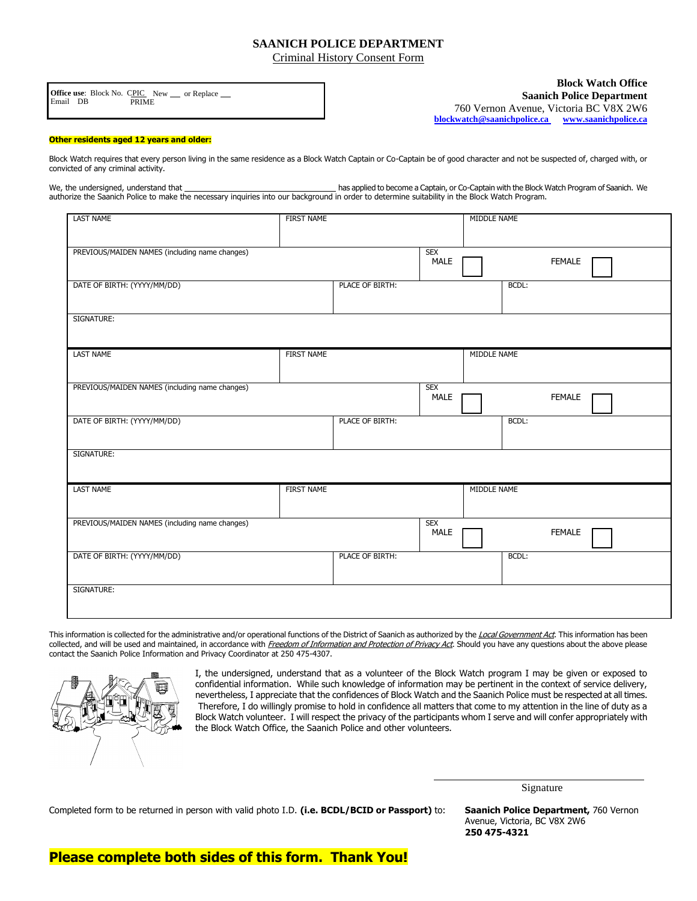# SAANICH POLICE DEPARTMENT

Criminal History Consent Form

| | |
|---|---|
| **Office use**: Block No. CPIC New ___ or Replace ___ Email DB PRIME | |

**Block Watch Office**
**Saanich Police Department**
760 Vernon Avenue, Victoria BC V8X 2W6
blockwatch@saanichpolice.ca www.saanichpolice.ca

**Other residents aged 12 years and older:**

Block Watch requires that every person living in the same residence as a Block Watch Captain or Co-Captain be of good character and not be suspected of, charged with, or convicted of any criminal activity.

We, the undersigned, understand that ________________________________ has applied to become a Captain, or Co-Captain with the Block Watch Program of Saanich. We authorize the Saanich Police to make the necessary inquiries into our background in order to determine suitability in the Block Watch Program.

| | | |
|---|---|---|
| LAST NAME | FIRST NAME | MIDDLE NAME |
| PREVIOUS/MAIDEN NAMES (including name changes) | SEX MALE ☐ | FEMALE ☐ |
| DATE OF BIRTH: (YYYY/MM/DD) | PLACE OF BIRTH: | BCDL: |
| SIGNATURE: | | |

| | | |
|---|---|---|
| LAST NAME | FIRST NAME | MIDDLE NAME |
| PREVIOUS/MAIDEN NAMES (including name changes) | SEX MALE ☐ | FEMALE ☐ |
| DATE OF BIRTH: (YYYY/MM/DD) | PLACE OF BIRTH: | BCDL: |
| SIGNATURE: | | |

| | | |
|---|---|---|
| LAST NAME | FIRST NAME | MIDDLE NAME |
| PREVIOUS/MAIDEN NAMES (including name changes) | SEX MALE ☐ | FEMALE ☐ |
| DATE OF BIRTH: (YYYY/MM/DD) | PLACE OF BIRTH: | BCDL: |
| SIGNATURE: | | |

This information is collected for the administrative and/or operational functions of the District of Saanich as authorized by the *Local Government Act*. This information has been collected, and will be used and maintained, in accordance with *Freedom of Information and Protection of Privacy Act*. Should you have any questions about the above please contact the Saanich Police Information and Privacy Coordinator at 250 475-4307.

I, the undersigned, understand that as a volunteer of the Block Watch program I may be given or exposed to confidential information. While such knowledge of information may be pertinent in the context of service delivery, nevertheless, I appreciate that the confidences of Block Watch and the Saanich Police must be respected at all times. Therefore, I do willingly promise to hold in confidence all matters that come to my attention in the line of duty as a Block Watch volunteer. I will respect the privacy of the participants whom I serve and will confer appropriately with the Block Watch Office, the Saanich Police and other volunteers.

______________________________
Signature

Completed form to be returned in person with valid photo I.D. **(i.e. BCDL/BCID or Passport)** to: **Saanich Police Department,** 760 Vernon Avenue, Victoria, BC V8X 2W6 **250 475-4321**

**Please complete both sides of this form. Thank You!**